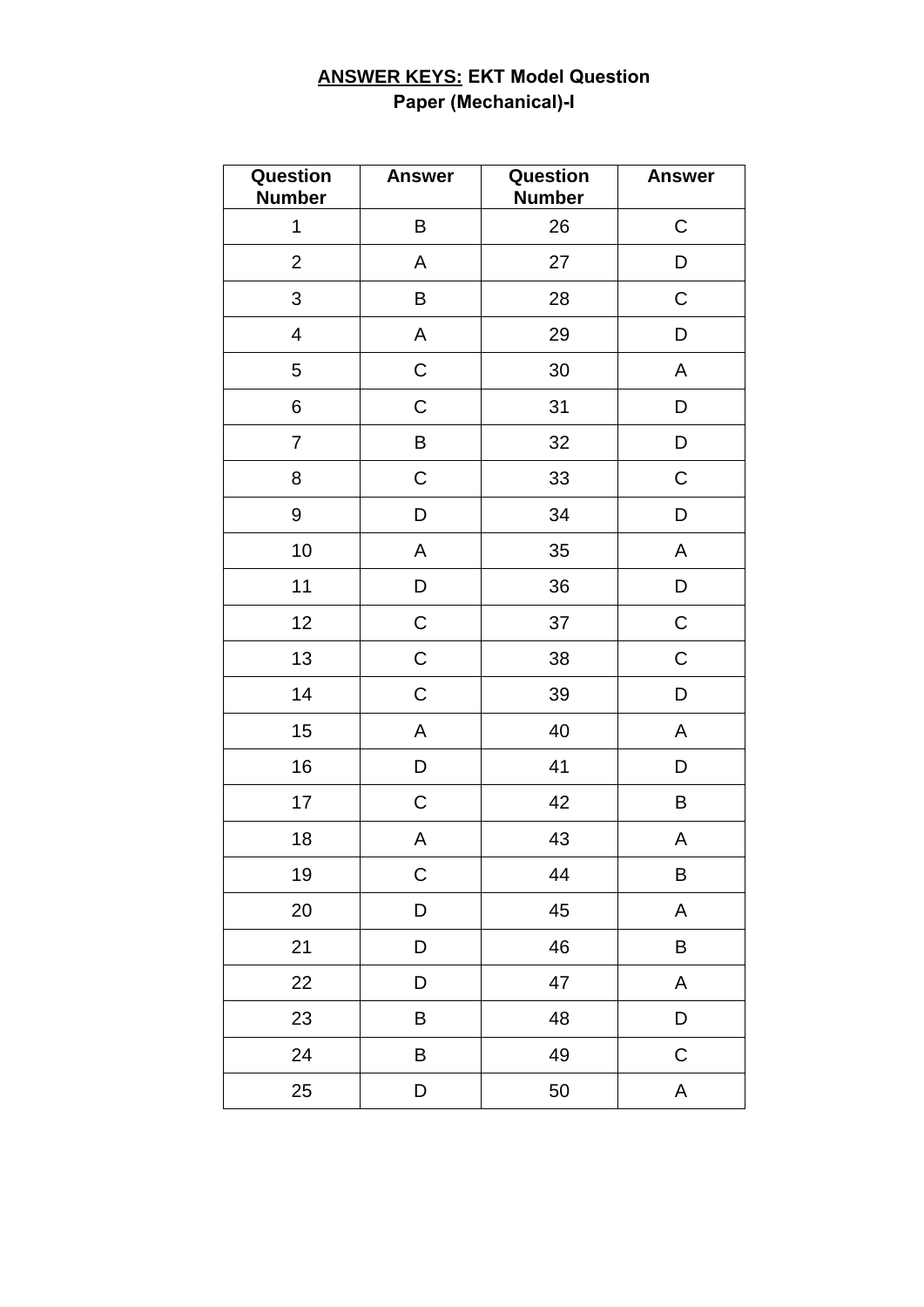# <u>ANSWER KEYS:</u> EKT Model Question Paper (Mechanical)-I

| Question Number | Answer | Question Number | Answer |
|---|---|---|---|
| 1 | B | 26 | C |
| 2 | A | 27 | D |
| 3 | B | 28 | C |
| 4 | A | 29 | D |
| 5 | C | 30 | A |
| 6 | C | 31 | D |
| 7 | B | 32 | D |
| 8 | C | 33 | C |
| 9 | D | 34 | D |
| 10 | A | 35 | A |
| 11 | D | 36 | D |
| 12 | C | 37 | C |
| 13 | C | 38 | C |
| 14 | C | 39 | D |
| 15 | A | 40 | A |
| 16 | D | 41 | D |
| 17 | C | 42 | B |
| 18 | A | 43 | A |
| 19 | C | 44 | B |
| 20 | D | 45 | A |
| 21 | D | 46 | B |
| 22 | D | 47 | A |
| 23 | B | 48 | D |
| 24 | B | 49 | C |
| 25 | D | 50 | A |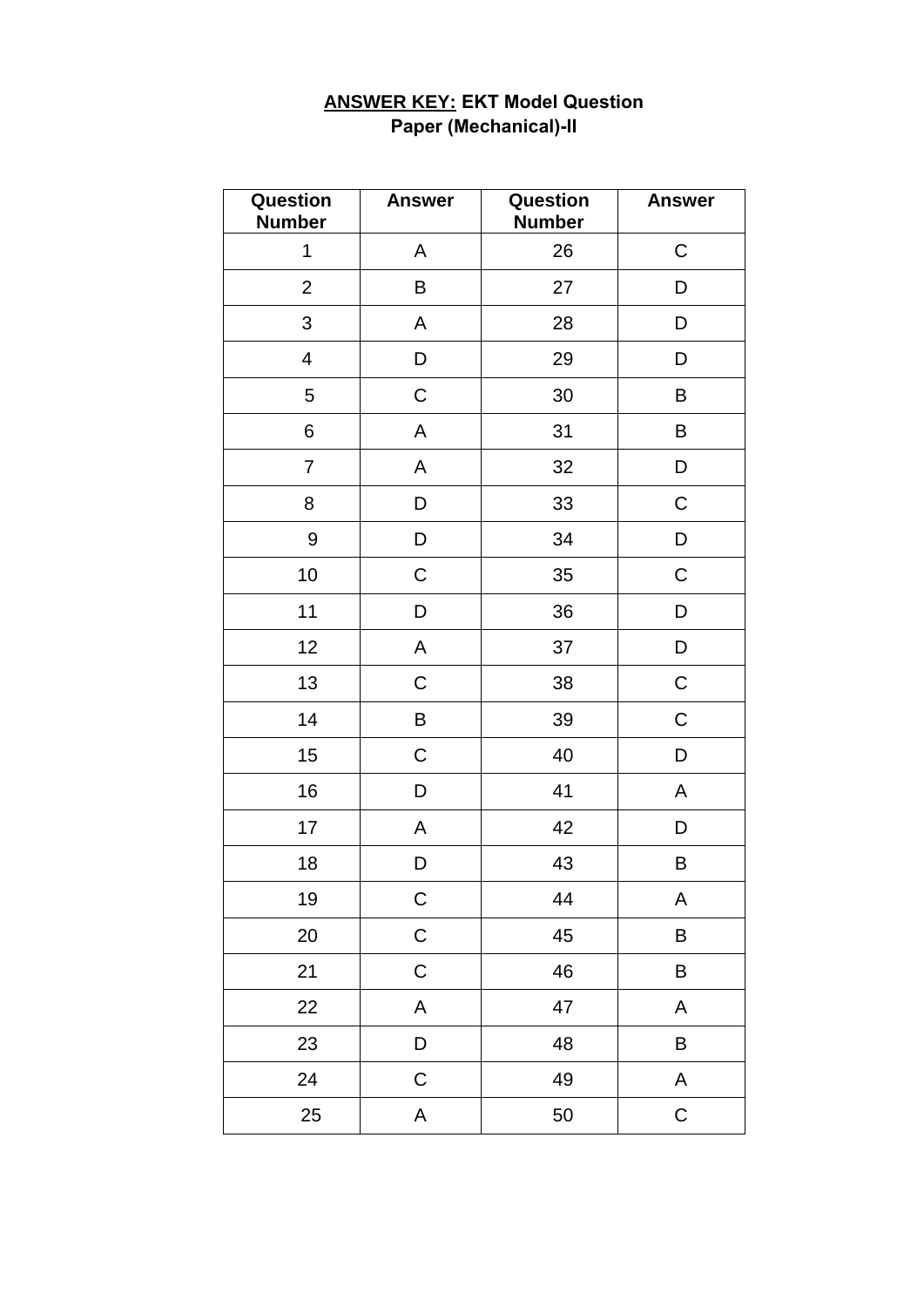## ANSWER KEY: EKT Model Question Paper (Mechanical)-II

| Question Number | Answer | Question Number | Answer |
|---|---|---|---|
| 1 | A | 26 | C |
| 2 | B | 27 | D |
| 3 | A | 28 | D |
| 4 | D | 29 | D |
| 5 | C | 30 | B |
| 6 | A | 31 | B |
| 7 | A | 32 | D |
| 8 | D | 33 | C |
| 9 | D | 34 | D |
| 10 | C | 35 | C |
| 11 | D | 36 | D |
| 12 | A | 37 | D |
| 13 | C | 38 | C |
| 14 | B | 39 | C |
| 15 | C | 40 | D |
| 16 | D | 41 | A |
| 17 | A | 42 | D |
| 18 | D | 43 | B |
| 19 | C | 44 | A |
| 20 | C | 45 | B |
| 21 | C | 46 | B |
| 22 | A | 47 | A |
| 23 | D | 48 | B |
| 24 | C | 49 | A |
| 25 | A | 50 | C |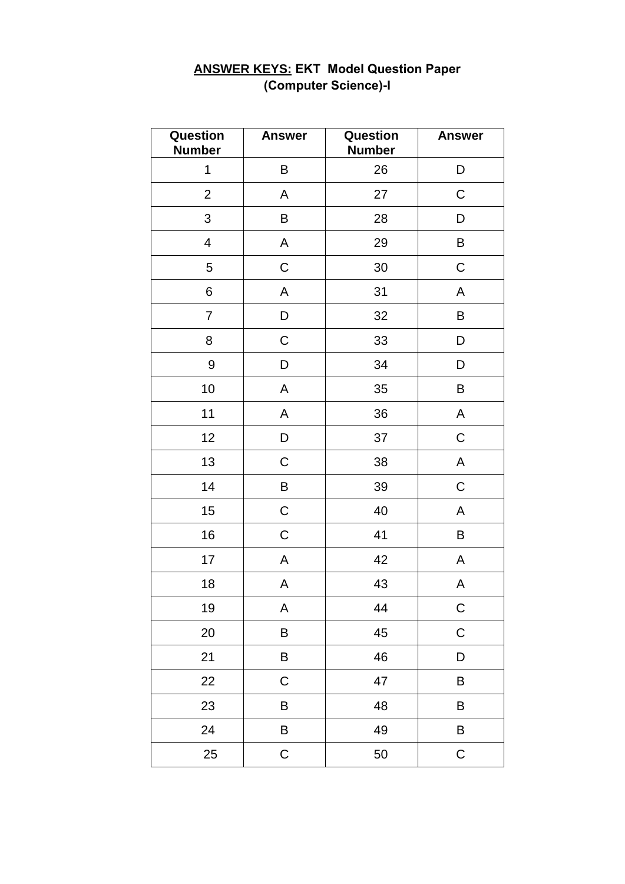**<u>ANSWER KEYS:</u> EKT Model Question Paper (Computer Science)-I**

| Question Number | Answer | Question Number | Answer |
|---|---|---|---|
| 1 | B | 26 | D |
| 2 | A | 27 | C |
| 3 | B | 28 | D |
| 4 | A | 29 | B |
| 5 | C | 30 | C |
| 6 | A | 31 | A |
| 7 | D | 32 | B |
| 8 | C | 33 | D |
| 9 | D | 34 | D |
| 10 | A | 35 | B |
| 11 | A | 36 | A |
| 12 | D | 37 | C |
| 13 | C | 38 | A |
| 14 | B | 39 | C |
| 15 | C | 40 | A |
| 16 | C | 41 | B |
| 17 | A | 42 | A |
| 18 | A | 43 | A |
| 19 | A | 44 | C |
| 20 | B | 45 | C |
| 21 | B | 46 | D |
| 22 | C | 47 | B |
| 23 | B | 48 | B |
| 24 | B | 49 | B |
| 25 | C | 50 | C |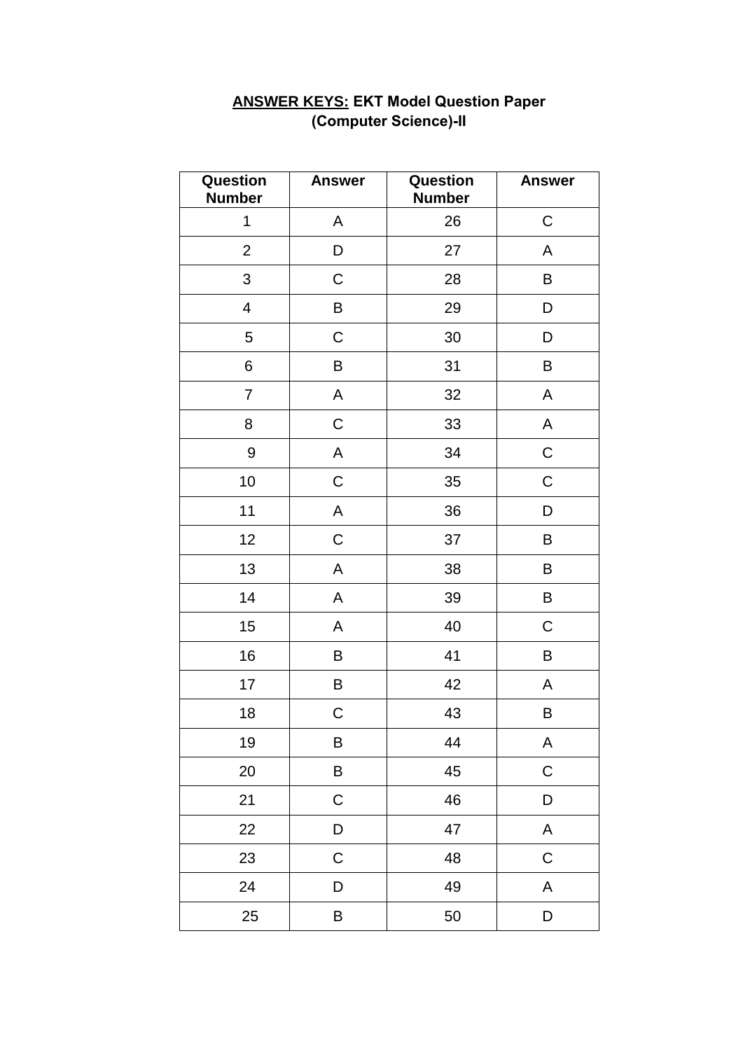**<u>ANSWER KEYS:</u> EKT Model Question Paper (Computer Science)-II**

| Question Number | Answer | Question Number | Answer |
|---|---|---|---|
| 1 | A | 26 | C |
| 2 | D | 27 | A |
| 3 | C | 28 | B |
| 4 | B | 29 | D |
| 5 | C | 30 | D |
| 6 | B | 31 | B |
| 7 | A | 32 | A |
| 8 | C | 33 | A |
| 9 | A | 34 | C |
| 10 | C | 35 | C |
| 11 | A | 36 | D |
| 12 | C | 37 | B |
| 13 | A | 38 | B |
| 14 | A | 39 | B |
| 15 | A | 40 | C |
| 16 | B | 41 | B |
| 17 | B | 42 | A |
| 18 | C | 43 | B |
| 19 | B | 44 | A |
| 20 | B | 45 | C |
| 21 | C | 46 | D |
| 22 | D | 47 | A |
| 23 | C | 48 | C |
| 24 | D | 49 | A |
| 25 | B | 50 | D |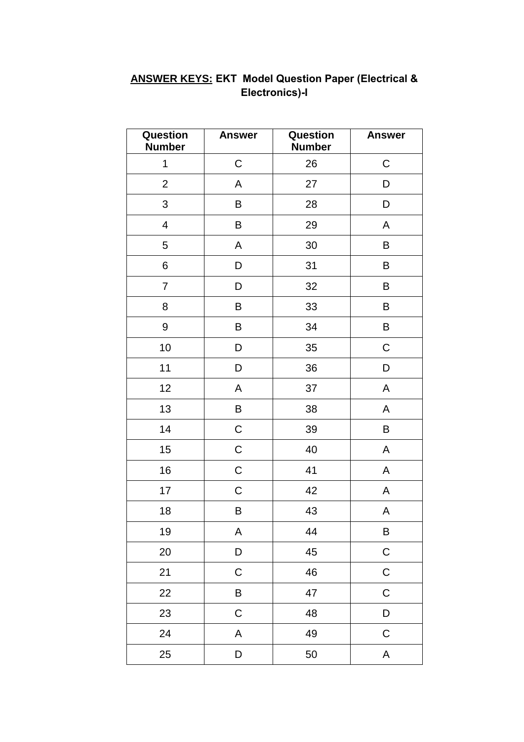## <u>ANSWER KEYS:</u> EKT Model Question Paper (Electrical & Electronics)-I

| Question Number | Answer | Question Number | Answer |
|---|---|---|---|
| 1 | C | 26 | C |
| 2 | A | 27 | D |
| 3 | B | 28 | D |
| 4 | B | 29 | A |
| 5 | A | 30 | B |
| 6 | D | 31 | B |
| 7 | D | 32 | B |
| 8 | B | 33 | B |
| 9 | B | 34 | B |
| 10 | D | 35 | C |
| 11 | D | 36 | D |
| 12 | A | 37 | A |
| 13 | B | 38 | A |
| 14 | C | 39 | B |
| 15 | C | 40 | A |
| 16 | C | 41 | A |
| 17 | C | 42 | A |
| 18 | B | 43 | A |
| 19 | A | 44 | B |
| 20 | D | 45 | C |
| 21 | C | 46 | C |
| 22 | B | 47 | C |
| 23 | C | 48 | D |
| 24 | A | 49 | C |
| 25 | D | 50 | A |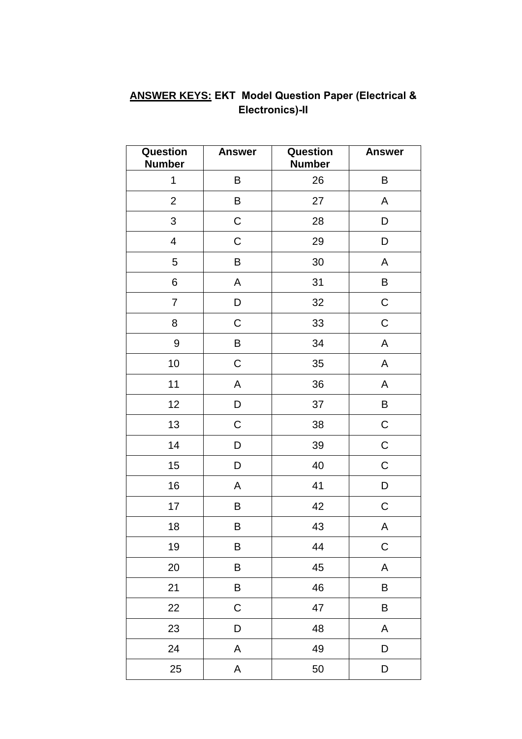**ANSWER KEYS: EKT Model Question Paper (Electrical & Electronics)-II**

| Question Number | Answer | Question Number | Answer |
|---|---|---|---|
| 1 | B | 26 | B |
| 2 | B | 27 | A |
| 3 | C | 28 | D |
| 4 | C | 29 | D |
| 5 | B | 30 | A |
| 6 | A | 31 | B |
| 7 | D | 32 | C |
| 8 | C | 33 | C |
| 9 | B | 34 | A |
| 10 | C | 35 | A |
| 11 | A | 36 | A |
| 12 | D | 37 | B |
| 13 | C | 38 | C |
| 14 | D | 39 | C |
| 15 | D | 40 | C |
| 16 | A | 41 | D |
| 17 | B | 42 | C |
| 18 | B | 43 | A |
| 19 | B | 44 | C |
| 20 | B | 45 | A |
| 21 | B | 46 | B |
| 22 | C | 47 | B |
| 23 | D | 48 | A |
| 24 | A | 49 | D |
| 25 | A | 50 | D |